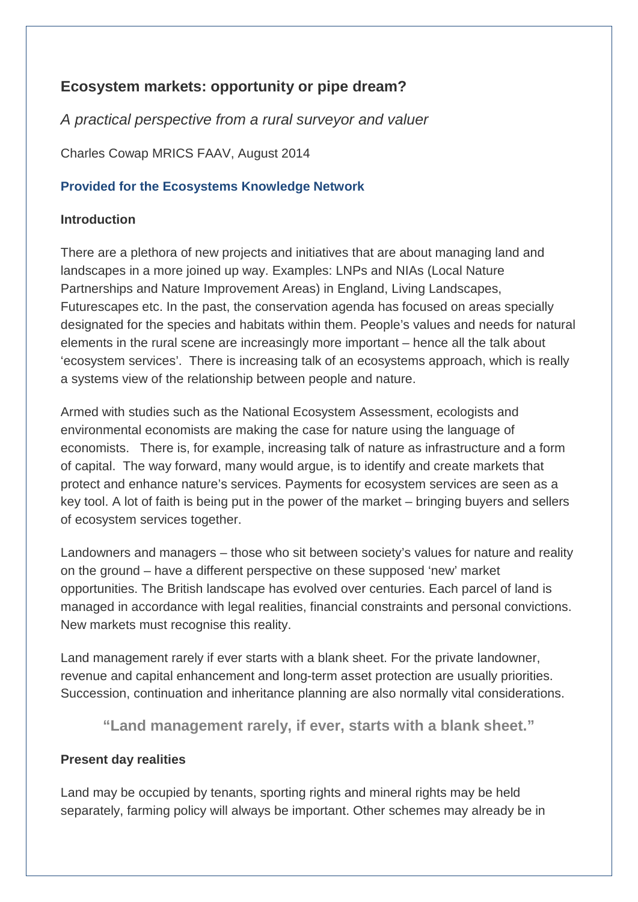# Ecosystem markets: opportunity or pipe dream?

*A practical perspective from a rural surveyor and valuer*

Charles Cowap MRICS FAAV, August 2014

**Provided for the Ecosystems Knowledge Network**

## Introduction

There are a plethora of new projects and initiatives that are about managing land and landscapes in a more joined up way. Examples: LNPs and NIAs (Local Nature Partnerships and Nature Improvement Areas) in England, Living Landscapes, Futurescapes etc. In the past, the conservation agenda has focused on areas specially designated for the species and habitats within them. People's values and needs for natural elements in the rural scene are increasingly more important – hence all the talk about 'ecosystem services'. There is increasing talk of an ecosystems approach, which is really a systems view of the relationship between people and nature.

Armed with studies such as the National Ecosystem Assessment, ecologists and environmental economists are making the case for nature using the language of economists. There is, for example, increasing talk of nature as infrastructure and a form of capital. The way forward, many would argue, is to identify and create markets that protect and enhance nature's services. Payments for ecosystem services are seen as a key tool. A lot of faith is being put in the power of the market – bringing buyers and sellers of ecosystem services together.

Landowners and managers – those who sit between society's values for nature and reality on the ground – have a different perspective on these supposed 'new' market opportunities. The British landscape has evolved over centuries. Each parcel of land is managed in accordance with legal realities, financial constraints and personal convictions. New markets must recognise this reality.

Land management rarely if ever starts with a blank sheet. For the private landowner, revenue and capital enhancement and long-term asset protection are usually priorities. Succession, continuation and inheritance planning are also normally vital considerations.

> **"Land management rarely, if ever, starts with a blank sheet."**

## Present day realities

Land may be occupied by tenants, sporting rights and mineral rights may be held separately, farming policy will always be important. Other schemes may already be in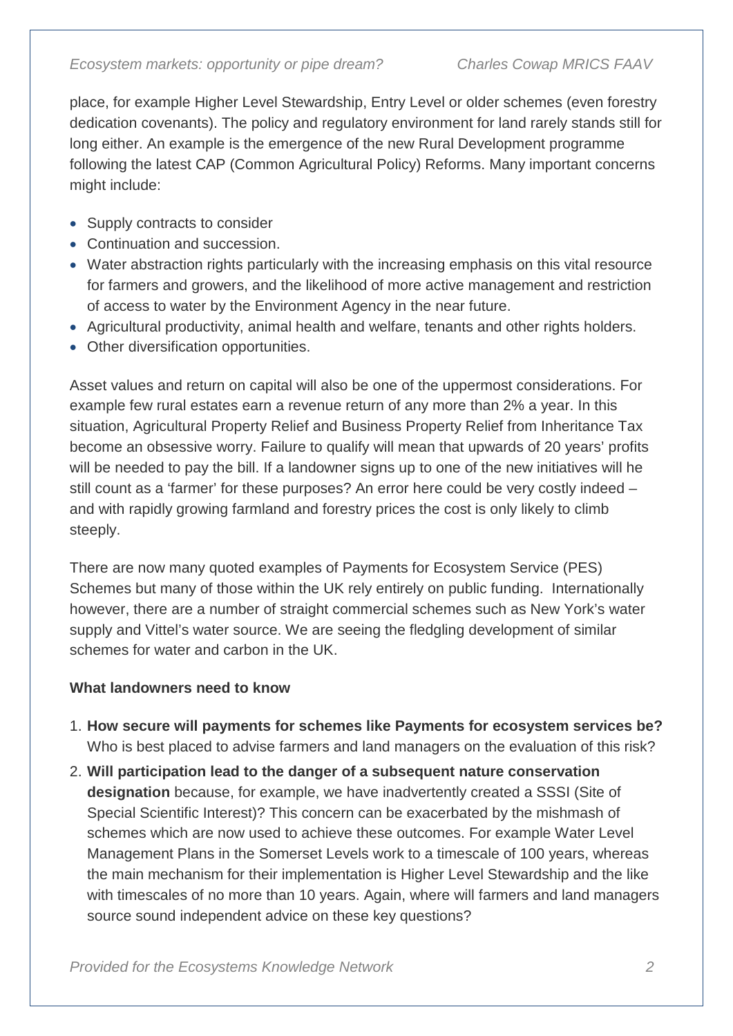place, for example Higher Level Stewardship, Entry Level or older schemes (even forestry dedication covenants). The policy and regulatory environment for land rarely stands still for long either. An example is the emergence of the new Rural Development programme following the latest CAP (Common Agricultural Policy) Reforms. Many important concerns might include:

- Supply contracts to consider
- Continuation and succession.
- Water abstraction rights particularly with the increasing emphasis on this vital resource for farmers and growers, and the likelihood of more active management and restriction of access to water by the Environment Agency in the near future.
- Agricultural productivity, animal health and welfare, tenants and other rights holders.
- Other diversification opportunities.

Asset values and return on capital will also be one of the uppermost considerations. For example few rural estates earn a revenue return of any more than 2% a year. In this situation, Agricultural Property Relief and Business Property Relief from Inheritance Tax become an obsessive worry. Failure to qualify will mean that upwards of 20 years' profits will be needed to pay the bill. If a landowner signs up to one of the new initiatives will he still count as a 'farmer' for these purposes? An error here could be very costly indeed – and with rapidly growing farmland and forestry prices the cost is only likely to climb steeply.

There are now many quoted examples of Payments for Ecosystem Service (PES) Schemes but many of those within the UK rely entirely on public funding. Internationally however, there are a number of straight commercial schemes such as New York's water supply and Vittel's water source. We are seeing the fledgling development of similar schemes for water and carbon in the UK.

**What landowners need to know**

1. **How secure will payments for schemes like Payments for ecosystem services be?** Who is best placed to advise farmers and land managers on the evaluation of this risk?
2. **Will participation lead to the danger of a subsequent nature conservation designation** because, for example, we have inadvertently created a SSSI (Site of Special Scientific Interest)? This concern can be exacerbated by the mishmash of schemes which are now used to achieve these outcomes. For example Water Level Management Plans in the Somerset Levels work to a timescale of 100 years, whereas the main mechanism for their implementation is Higher Level Stewardship and the like with timescales of no more than 10 years. Again, where will farmers and land managers source sound independent advice on these key questions?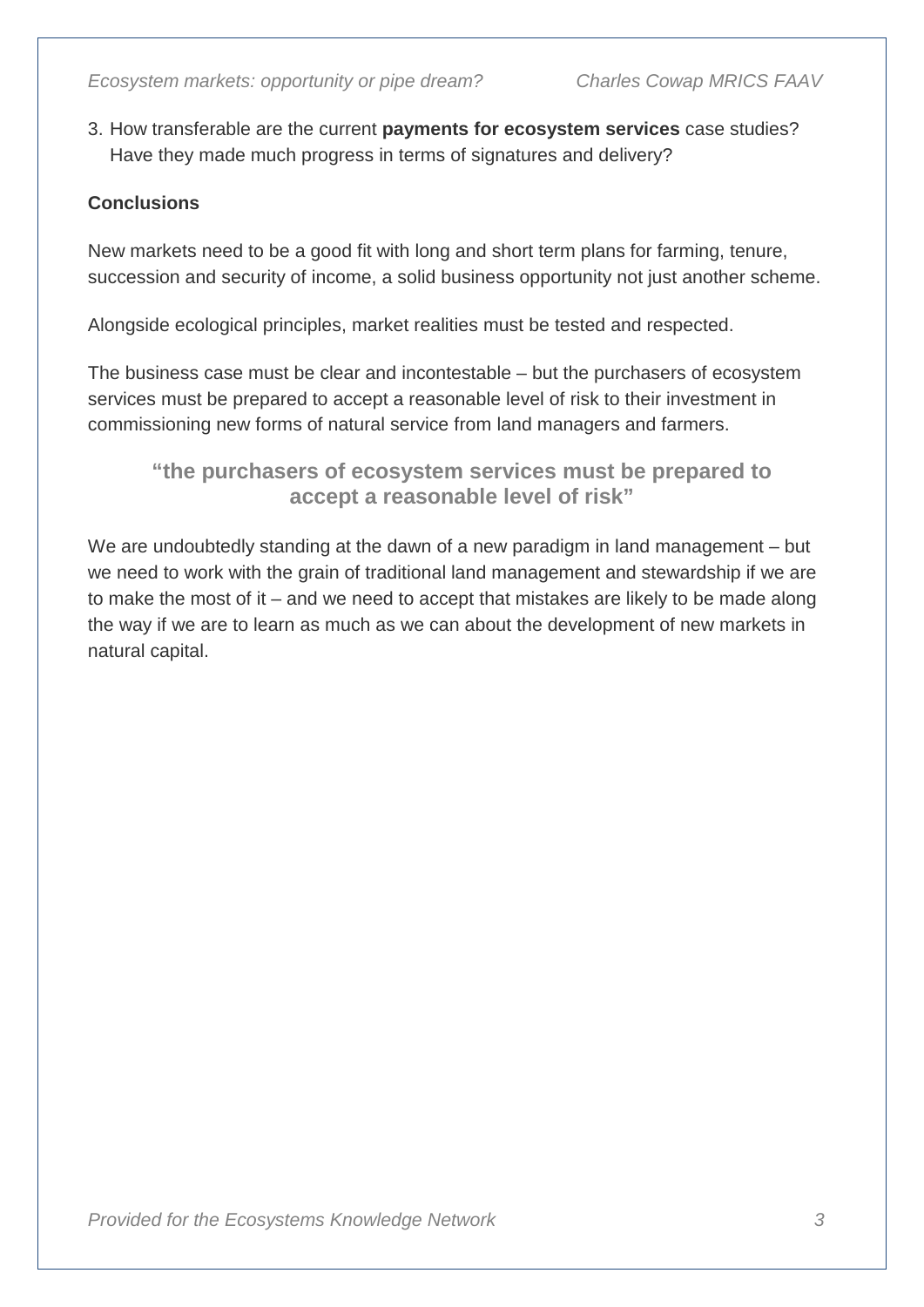3. How transferable are the current **payments for ecosystem services** case studies? Have they made much progress in terms of signatures and delivery?

**Conclusions**

New markets need to be a good fit with long and short term plans for farming, tenure, succession and security of income, a solid business opportunity not just another scheme.

Alongside ecological principles, market realities must be tested and respected.

The business case must be clear and incontestable – but the purchasers of ecosystem services must be prepared to accept a reasonable level of risk to their investment in commissioning new forms of natural service from land managers and farmers.

> **"the purchasers of ecosystem services must be prepared to accept a reasonable level of risk"**

We are undoubtedly standing at the dawn of a new paradigm in land management – but we need to work with the grain of traditional land management and stewardship if we are to make the most of it – and we need to accept that mistakes are likely to be made along the way if we are to learn as much as we can about the development of new markets in natural capital.